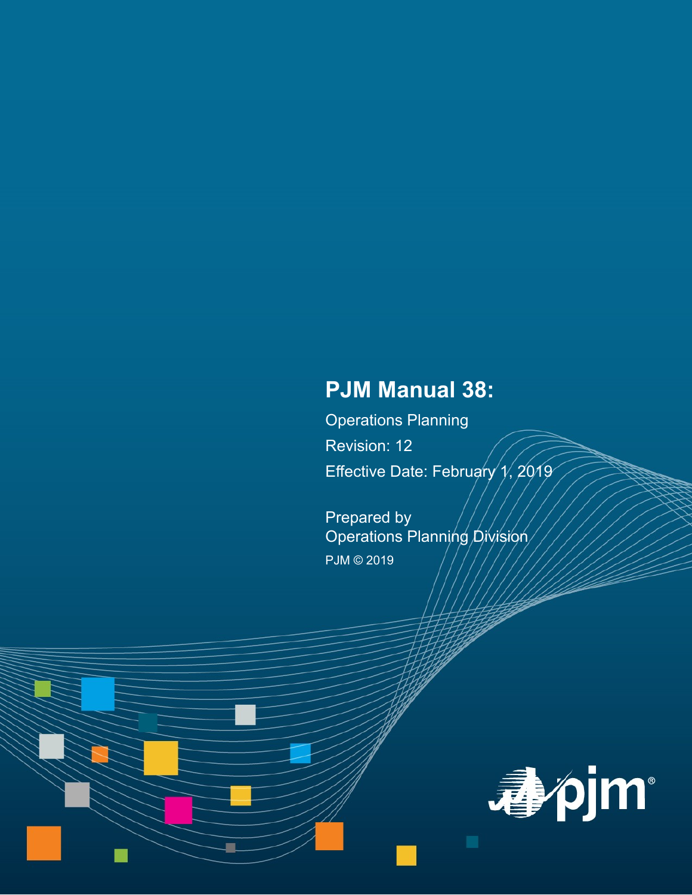# PJM Manual 38:

Operations Planning

Revision: 12

Effective Date: February 1, 2019

Prepared by
Operations Planning Division

PJM © 2019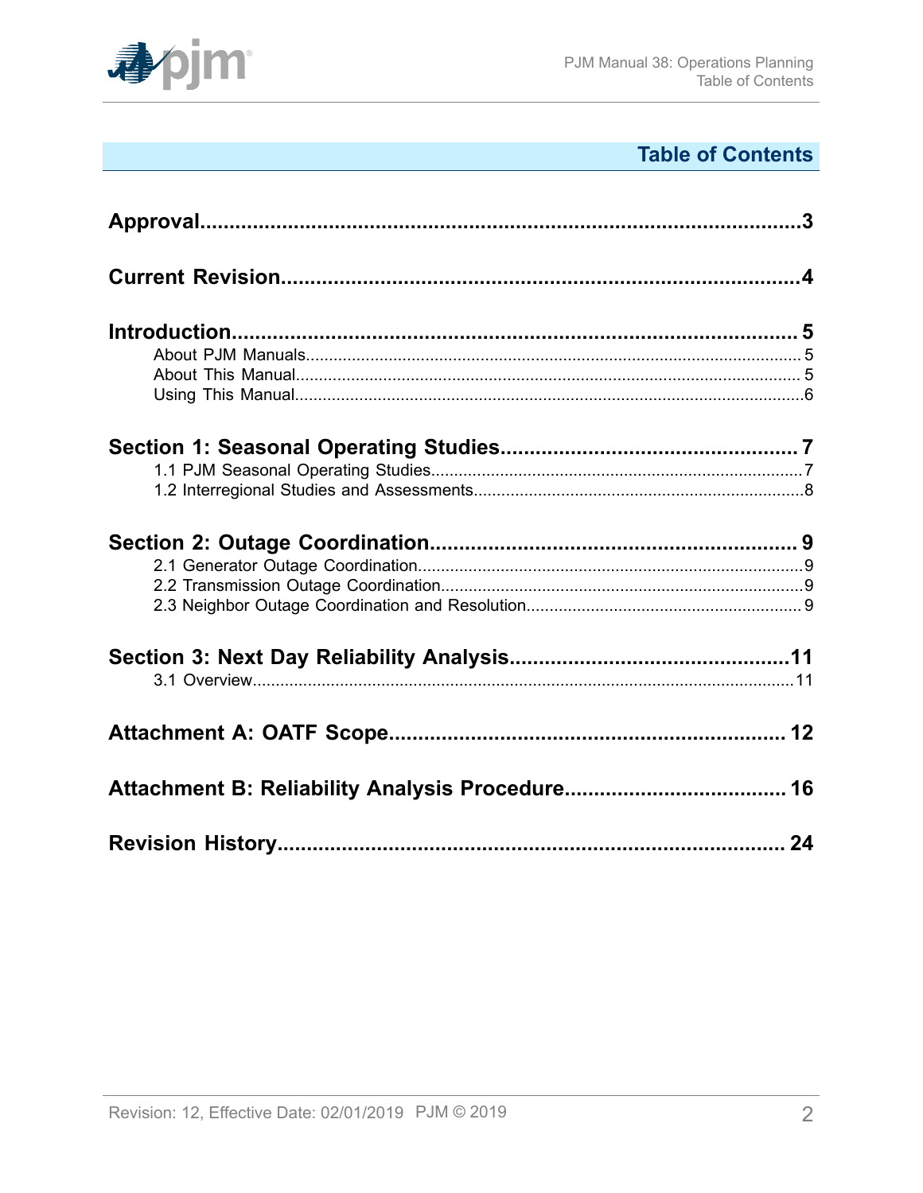# Table of Contents

**Approval.................................................................................................3**

**Current Revision.......................................................................................4**

**Introduction.............................................................................................. 5**

- About PJM Manuals.......................................................................................... 5
- About This Manual............................................................................................ 5
- Using This Manual.............................................................................................6

**Section 1: Seasonal Operating Studies.................................................. 7**

- 1.1 PJM Seasonal Operating Studies................................................................7
- 1.2 Interregional Studies and Assessments.......................................................8

**Section 2: Outage Coordination.............................................................. 9**

- 2.1 Generator Outage Coordination...................................................................9
- 2.2 Transmission Outage Coordination..............................................................9
- 2.3 Neighbor Outage Coordination and Resolution........................................... 9

**Section 3: Next Day Reliability Analysis................................................11**

- 3.1 Overview....................................................................................................11

**Attachment A: OATF Scope.................................................................. 12**

**Attachment B: Reliability Analysis Procedure..................................... 16**

**Revision History...................................................................................... 24**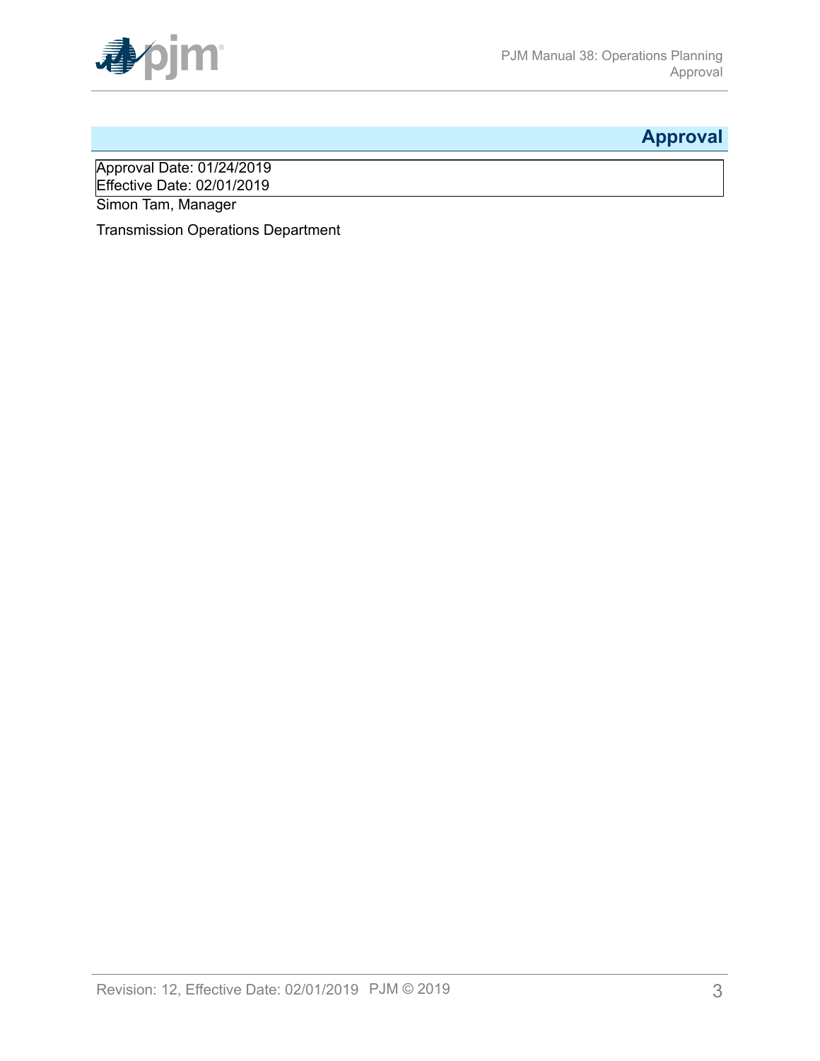# Approval

Approval Date: 01/24/2019
Effective Date: 02/01/2019

Simon Tam, Manager

Transmission Operations Department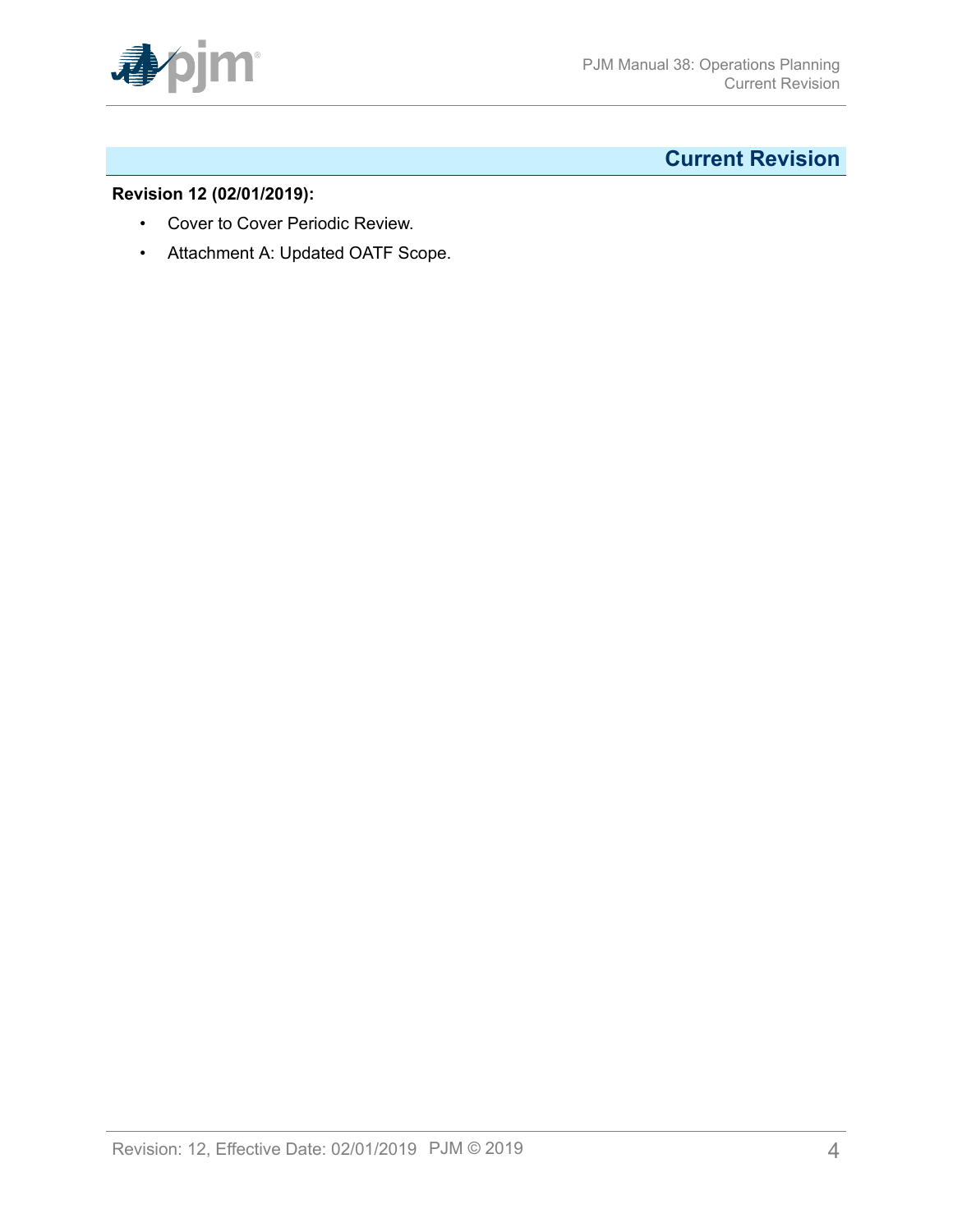# Current Revision

**Revision 12 (02/01/2019):**

- Cover to Cover Periodic Review.
- Attachment A: Updated OATF Scope.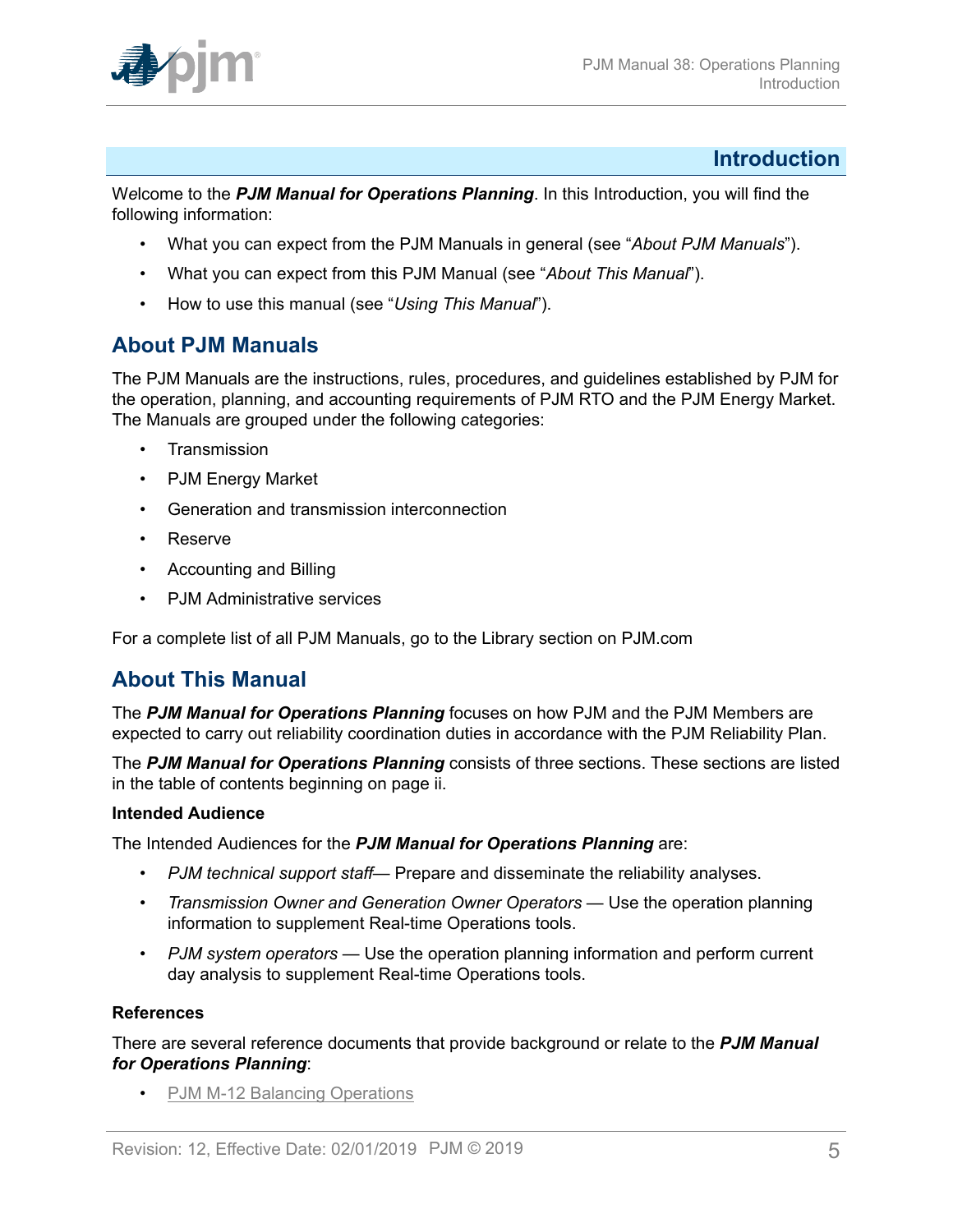# Introduction

Welcome to the ***PJM Manual for Operations Planning***. In this Introduction, you will find the following information:

- What you can expect from the PJM Manuals in general (see "*About PJM Manuals*").
- What you can expect from this PJM Manual (see "*About This Manual*").
- How to use this manual (see "*Using This Manual*").

## About PJM Manuals

The PJM Manuals are the instructions, rules, procedures, and guidelines established by PJM for the operation, planning, and accounting requirements of PJM RTO and the PJM Energy Market. The Manuals are grouped under the following categories:

- Transmission
- PJM Energy Market
- Generation and transmission interconnection
- Reserve
- Accounting and Billing
- PJM Administrative services

For a complete list of all PJM Manuals, go to the Library section on PJM.com

## About This Manual

The ***PJM Manual for Operations Planning*** focuses on how PJM and the PJM Members are expected to carry out reliability coordination duties in accordance with the PJM Reliability Plan.

The ***PJM Manual for Operations Planning*** consists of three sections. These sections are listed in the table of contents beginning on page ii.

**Intended Audience**

The Intended Audiences for the ***PJM Manual for Operations Planning*** are:

- *PJM technical support staff*— Prepare and disseminate the reliability analyses.
- *Transmission Owner and Generation Owner Operators* — Use the operation planning information to supplement Real-time Operations tools.
- *PJM system operators* — Use the operation planning information and perform current day analysis to supplement Real-time Operations tools.

**References**

There are several reference documents that provide background or relate to the ***PJM Manual for Operations Planning***:

- PJM M-12 Balancing Operations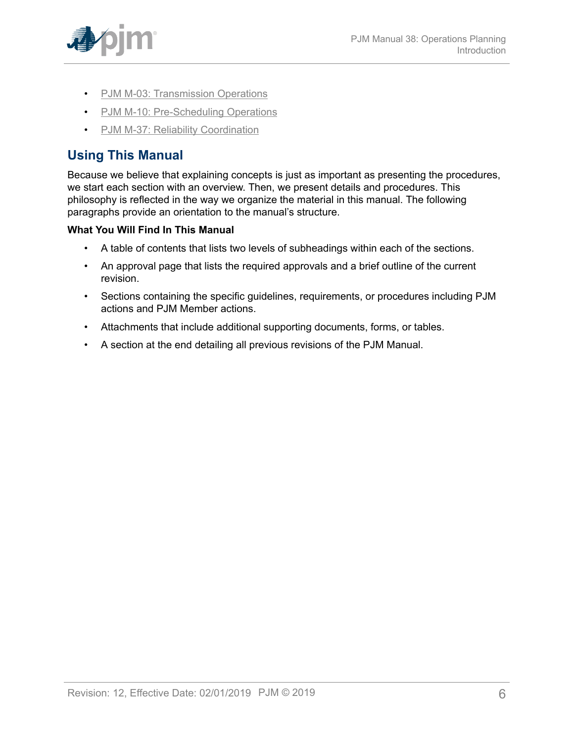- PJM M-03: Transmission Operations
- PJM M-10: Pre-Scheduling Operations
- PJM M-37: Reliability Coordination

## Using This Manual

Because we believe that explaining concepts is just as important as presenting the procedures, we start each section with an overview. Then, we present details and procedures. This philosophy is reflected in the way we organize the material in this manual. The following paragraphs provide an orientation to the manual's structure.

**What You Will Find In This Manual**

- A table of contents that lists two levels of subheadings within each of the sections.
- An approval page that lists the required approvals and a brief outline of the current revision.
- Sections containing the specific guidelines, requirements, or procedures including PJM actions and PJM Member actions.
- Attachments that include additional supporting documents, forms, or tables.
- A section at the end detailing all previous revisions of the PJM Manual.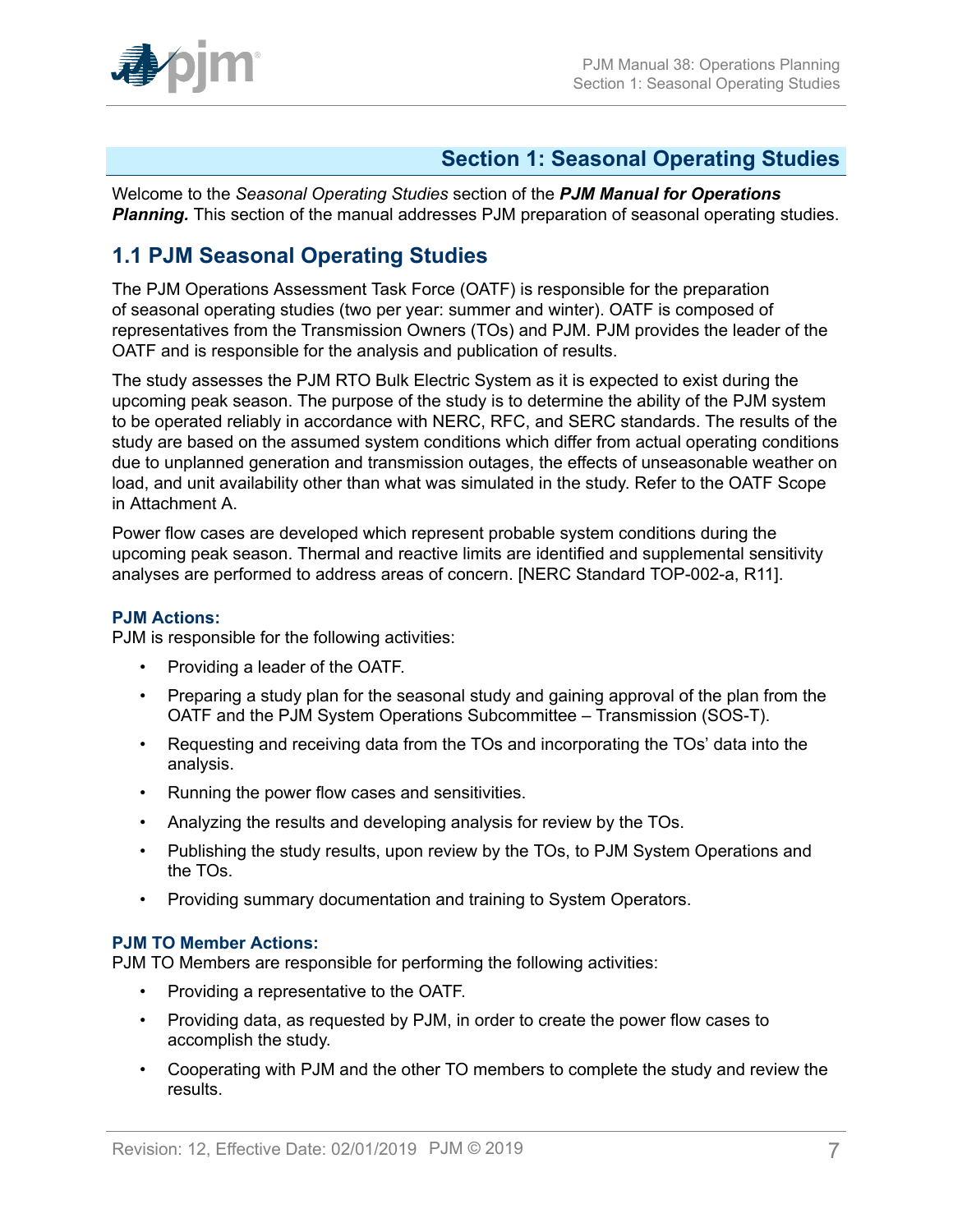# Section 1: Seasonal Operating Studies

Welcome to the *Seasonal Operating Studies* section of the ***PJM Manual for Operations Planning.*** This section of the manual addresses PJM preparation of seasonal operating studies.

## 1.1 PJM Seasonal Operating Studies

The PJM Operations Assessment Task Force (OATF) is responsible for the preparation of seasonal operating studies (two per year: summer and winter). OATF is composed of representatives from the Transmission Owners (TOs) and PJM. PJM provides the leader of the OATF and is responsible for the analysis and publication of results.

The study assesses the PJM RTO Bulk Electric System as it is expected to exist during the upcoming peak season. The purpose of the study is to determine the ability of the PJM system to be operated reliably in accordance with NERC, RFC, and SERC standards. The results of the study are based on the assumed system conditions which differ from actual operating conditions due to unplanned generation and transmission outages, the effects of unseasonable weather on load, and unit availability other than what was simulated in the study. Refer to the OATF Scope in Attachment A.

Power flow cases are developed which represent probable system conditions during the upcoming peak season. Thermal and reactive limits are identified and supplemental sensitivity analyses are performed to address areas of concern. [NERC Standard TOP-002-a, R11].

### PJM Actions:

PJM is responsible for the following activities:

- Providing a leader of the OATF.
- Preparing a study plan for the seasonal study and gaining approval of the plan from the OATF and the PJM System Operations Subcommittee – Transmission (SOS-T).
- Requesting and receiving data from the TOs and incorporating the TOs' data into the analysis.
- Running the power flow cases and sensitivities.
- Analyzing the results and developing analysis for review by the TOs.
- Publishing the study results, upon review by the TOs, to PJM System Operations and the TOs.
- Providing summary documentation and training to System Operators.

### PJM TO Member Actions:

PJM TO Members are responsible for performing the following activities:

- Providing a representative to the OATF.
- Providing data, as requested by PJM, in order to create the power flow cases to accomplish the study.
- Cooperating with PJM and the other TO members to complete the study and review the results.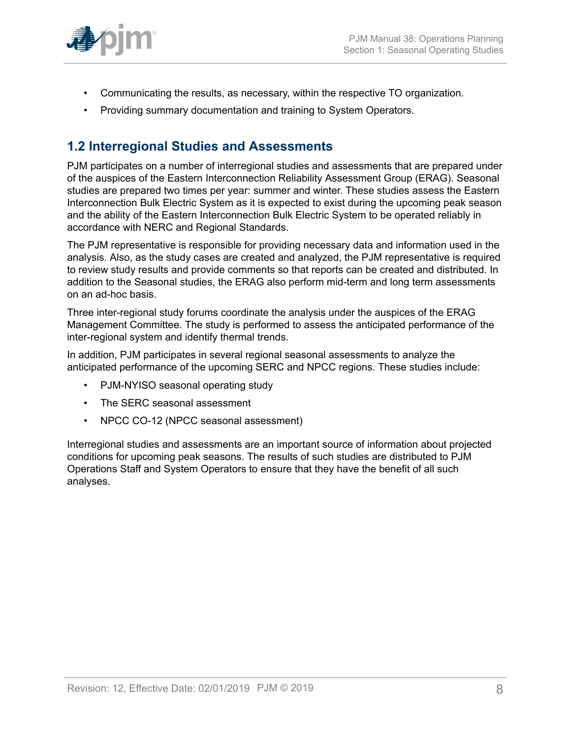- Communicating the results, as necessary, within the respective TO organization.
- Providing summary documentation and training to System Operators.

## 1.2 Interregional Studies and Assessments

PJM participates on a number of interregional studies and assessments that are prepared under of the auspices of the Eastern Interconnection Reliability Assessment Group (ERAG). Seasonal studies are prepared two times per year: summer and winter. These studies assess the Eastern Interconnection Bulk Electric System as it is expected to exist during the upcoming peak season and the ability of the Eastern Interconnection Bulk Electric System to be operated reliably in accordance with NERC and Regional Standards.

The PJM representative is responsible for providing necessary data and information used in the analysis. Also, as the study cases are created and analyzed, the PJM representative is required to review study results and provide comments so that reports can be created and distributed. In addition to the Seasonal studies, the ERAG also perform mid-term and long term assessments on an ad-hoc basis.

Three inter-regional study forums coordinate the analysis under the auspices of the ERAG Management Committee. The study is performed to assess the anticipated performance of the inter-regional system and identify thermal trends.

In addition, PJM participates in several regional seasonal assessments to analyze the anticipated performance of the upcoming SERC and NPCC regions. These studies include:

- PJM-NYISO seasonal operating study
- The SERC seasonal assessment
- NPCC CO-12 (NPCC seasonal assessment)

Interregional studies and assessments are an important source of information about projected conditions for upcoming peak seasons. The results of such studies are distributed to PJM Operations Staff and System Operators to ensure that they have the benefit of all such analyses.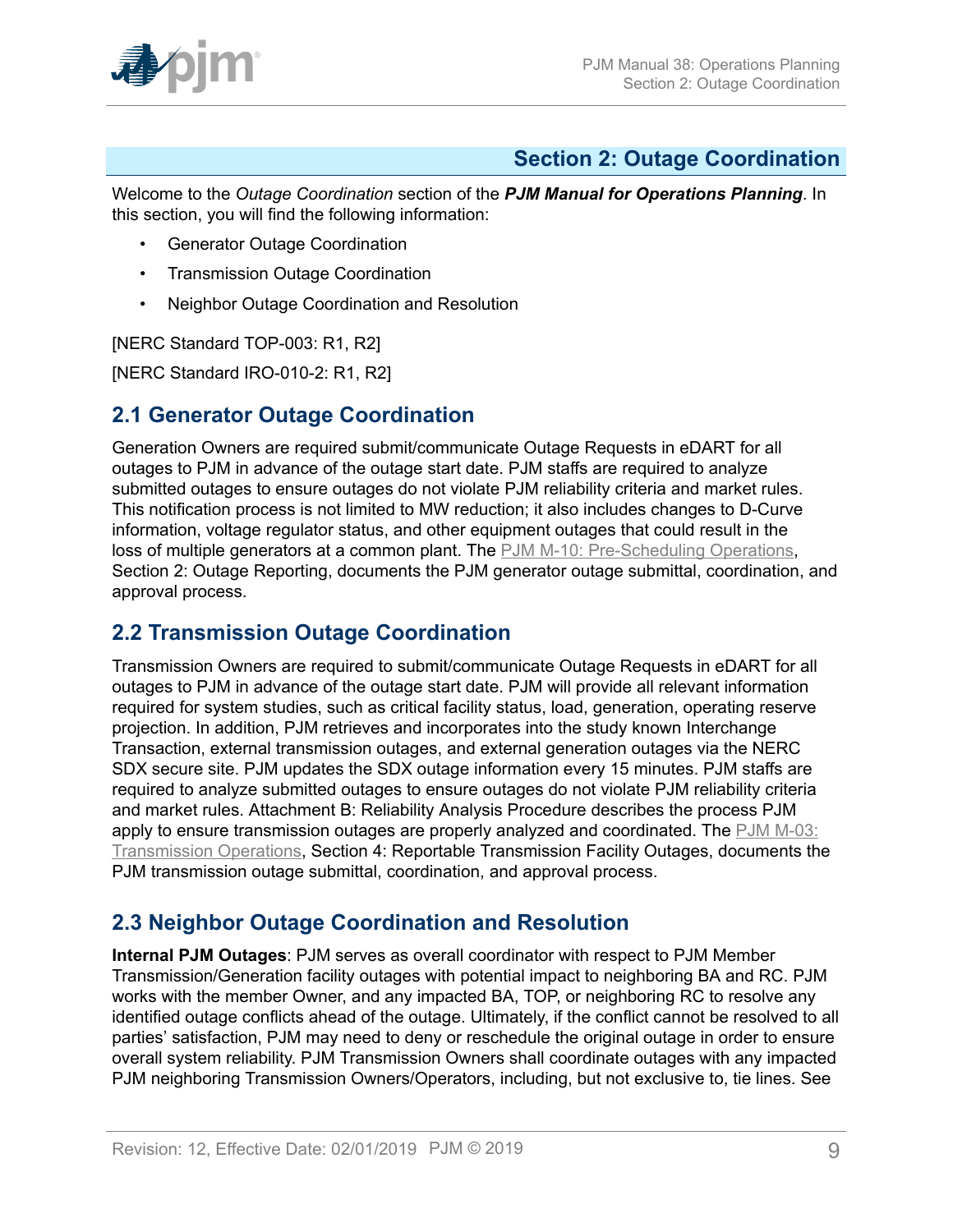# Section 2: Outage Coordination

Welcome to the *Outage Coordination* section of the ***PJM Manual for Operations Planning***. In this section, you will find the following information:

- Generator Outage Coordination
- Transmission Outage Coordination
- Neighbor Outage Coordination and Resolution

[NERC Standard TOP-003: R1, R2]

[NERC Standard IRO-010-2: R1, R2]

## 2.1 Generator Outage Coordination

Generation Owners are required submit/communicate Outage Requests in eDART for all outages to PJM in advance of the outage start date. PJM staffs are required to analyze submitted outages to ensure outages do not violate PJM reliability criteria and market rules. This notification process is not limited to MW reduction; it also includes changes to D-Curve information, voltage regulator status, and other equipment outages that could result in the loss of multiple generators at a common plant. The PJM M-10: Pre-Scheduling Operations, Section 2: Outage Reporting, documents the PJM generator outage submittal, coordination, and approval process.

## 2.2 Transmission Outage Coordination

Transmission Owners are required to submit/communicate Outage Requests in eDART for all outages to PJM in advance of the outage start date. PJM will provide all relevant information required for system studies, such as critical facility status, load, generation, operating reserve projection. In addition, PJM retrieves and incorporates into the study known Interchange Transaction, external transmission outages, and external generation outages via the NERC SDX secure site. PJM updates the SDX outage information every 15 minutes. PJM staffs are required to analyze submitted outages to ensure outages do not violate PJM reliability criteria and market rules. Attachment B: Reliability Analysis Procedure describes the process PJM apply to ensure transmission outages are properly analyzed and coordinated. The PJM M-03: Transmission Operations, Section 4: Reportable Transmission Facility Outages, documents the PJM transmission outage submittal, coordination, and approval process.

## 2.3 Neighbor Outage Coordination and Resolution

**Internal PJM Outages**: PJM serves as overall coordinator with respect to PJM Member Transmission/Generation facility outages with potential impact to neighboring BA and RC. PJM works with the member Owner, and any impacted BA, TOP, or neighboring RC to resolve any identified outage conflicts ahead of the outage. Ultimately, if the conflict cannot be resolved to all parties' satisfaction, PJM may need to deny or reschedule the original outage in order to ensure overall system reliability. PJM Transmission Owners shall coordinate outages with any impacted PJM neighboring Transmission Owners/Operators, including, but not exclusive to, tie lines. See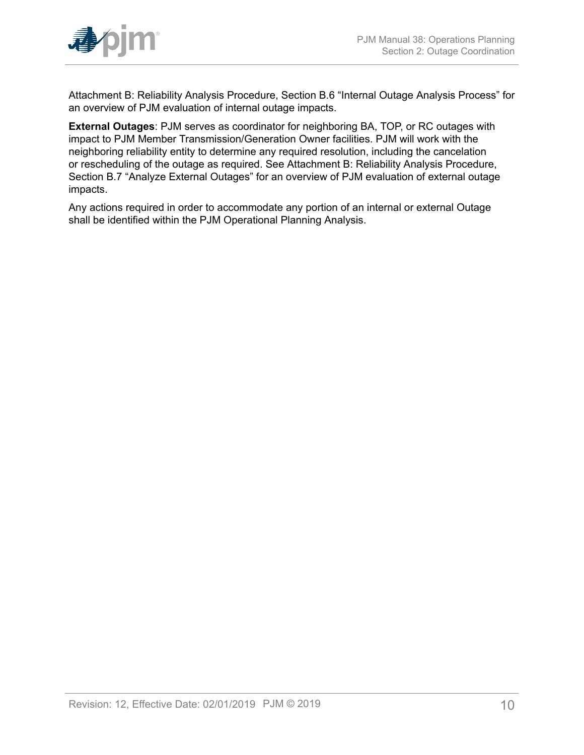Attachment B: Reliability Analysis Procedure, Section B.6 “Internal Outage Analysis Process” for an overview of PJM evaluation of internal outage impacts.

**External Outages**: PJM serves as coordinator for neighboring BA, TOP, or RC outages with impact to PJM Member Transmission/Generation Owner facilities. PJM will work with the neighboring reliability entity to determine any required resolution, including the cancelation or rescheduling of the outage as required. See Attachment B: Reliability Analysis Procedure, Section B.7 “Analyze External Outages” for an overview of PJM evaluation of external outage impacts.

Any actions required in order to accommodate any portion of an internal or external Outage shall be identified within the PJM Operational Planning Analysis.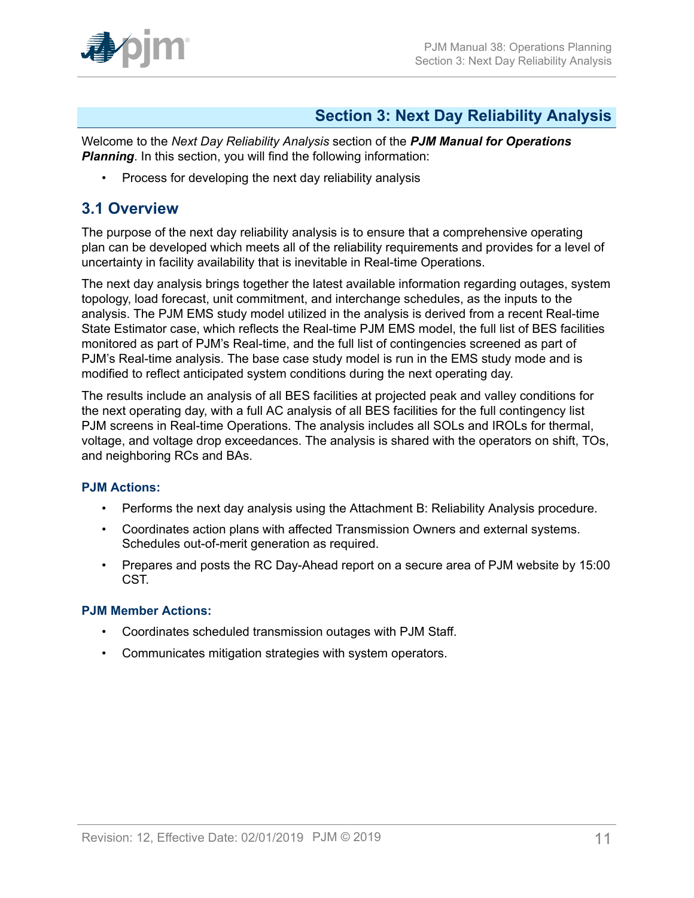# Section 3: Next Day Reliability Analysis

Welcome to the *Next Day Reliability Analysis* section of the ***PJM Manual for Operations Planning***. In this section, you will find the following information:

- Process for developing the next day reliability analysis

## 3.1 Overview

The purpose of the next day reliability analysis is to ensure that a comprehensive operating plan can be developed which meets all of the reliability requirements and provides for a level of uncertainty in facility availability that is inevitable in Real-time Operations.

The next day analysis brings together the latest available information regarding outages, system topology, load forecast, unit commitment, and interchange schedules, as the inputs to the analysis. The PJM EMS study model utilized in the analysis is derived from a recent Real-time State Estimator case, which reflects the Real-time PJM EMS model, the full list of BES facilities monitored as part of PJM's Real-time, and the full list of contingencies screened as part of PJM's Real-time analysis. The base case study model is run in the EMS study mode and is modified to reflect anticipated system conditions during the next operating day.

The results include an analysis of all BES facilities at projected peak and valley conditions for the next operating day, with a full AC analysis of all BES facilities for the full contingency list PJM screens in Real-time Operations. The analysis includes all SOLs and IROLs for thermal, voltage, and voltage drop exceedances. The analysis is shared with the operators on shift, TOs, and neighboring RCs and BAs.

#### PJM Actions:

- Performs the next day analysis using the Attachment B: Reliability Analysis procedure.
- Coordinates action plans with affected Transmission Owners and external systems. Schedules out-of-merit generation as required.
- Prepares and posts the RC Day-Ahead report on a secure area of PJM website by 15:00 CST.

#### PJM Member Actions:

- Coordinates scheduled transmission outages with PJM Staff.
- Communicates mitigation strategies with system operators.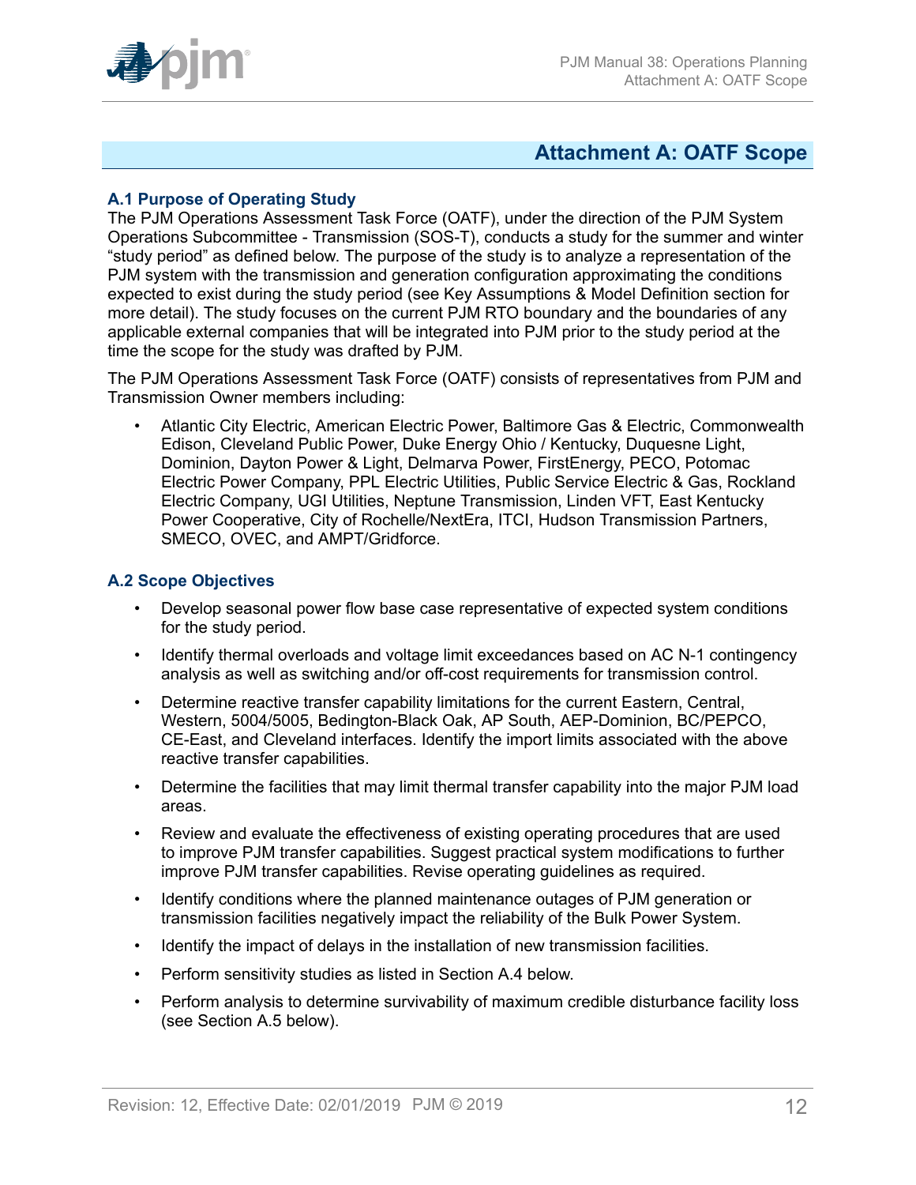# Attachment A: OATF Scope

### A.1 Purpose of Operating Study

The PJM Operations Assessment Task Force (OATF), under the direction of the PJM System Operations Subcommittee - Transmission (SOS-T), conducts a study for the summer and winter "study period" as defined below. The purpose of the study is to analyze a representation of the PJM system with the transmission and generation configuration approximating the conditions expected to exist during the study period (see Key Assumptions & Model Definition section for more detail). The study focuses on the current PJM RTO boundary and the boundaries of any applicable external companies that will be integrated into PJM prior to the study period at the time the scope for the study was drafted by PJM.

The PJM Operations Assessment Task Force (OATF) consists of representatives from PJM and Transmission Owner members including:

- Atlantic City Electric, American Electric Power, Baltimore Gas & Electric, Commonwealth Edison, Cleveland Public Power, Duke Energy Ohio / Kentucky, Duquesne Light, Dominion, Dayton Power & Light, Delmarva Power, FirstEnergy, PECO, Potomac Electric Power Company, PPL Electric Utilities, Public Service Electric & Gas, Rockland Electric Company, UGI Utilities, Neptune Transmission, Linden VFT, East Kentucky Power Cooperative, City of Rochelle/NextEra, ITCI, Hudson Transmission Partners, SMECO, OVEC, and AMPT/Gridforce.

### A.2 Scope Objectives

- Develop seasonal power flow base case representative of expected system conditions for the study period.
- Identify thermal overloads and voltage limit exceedances based on AC N-1 contingency analysis as well as switching and/or off-cost requirements for transmission control.
- Determine reactive transfer capability limitations for the current Eastern, Central, Western, 5004/5005, Bedington-Black Oak, AP South, AEP-Dominion, BC/PEPCO, CE-East, and Cleveland interfaces. Identify the import limits associated with the above reactive transfer capabilities.
- Determine the facilities that may limit thermal transfer capability into the major PJM load areas.
- Review and evaluate the effectiveness of existing operating procedures that are used to improve PJM transfer capabilities. Suggest practical system modifications to further improve PJM transfer capabilities. Revise operating guidelines as required.
- Identify conditions where the planned maintenance outages of PJM generation or transmission facilities negatively impact the reliability of the Bulk Power System.
- Identify the impact of delays in the installation of new transmission facilities.
- Perform sensitivity studies as listed in Section A.4 below.
- Perform analysis to determine survivability of maximum credible disturbance facility loss (see Section A.5 below).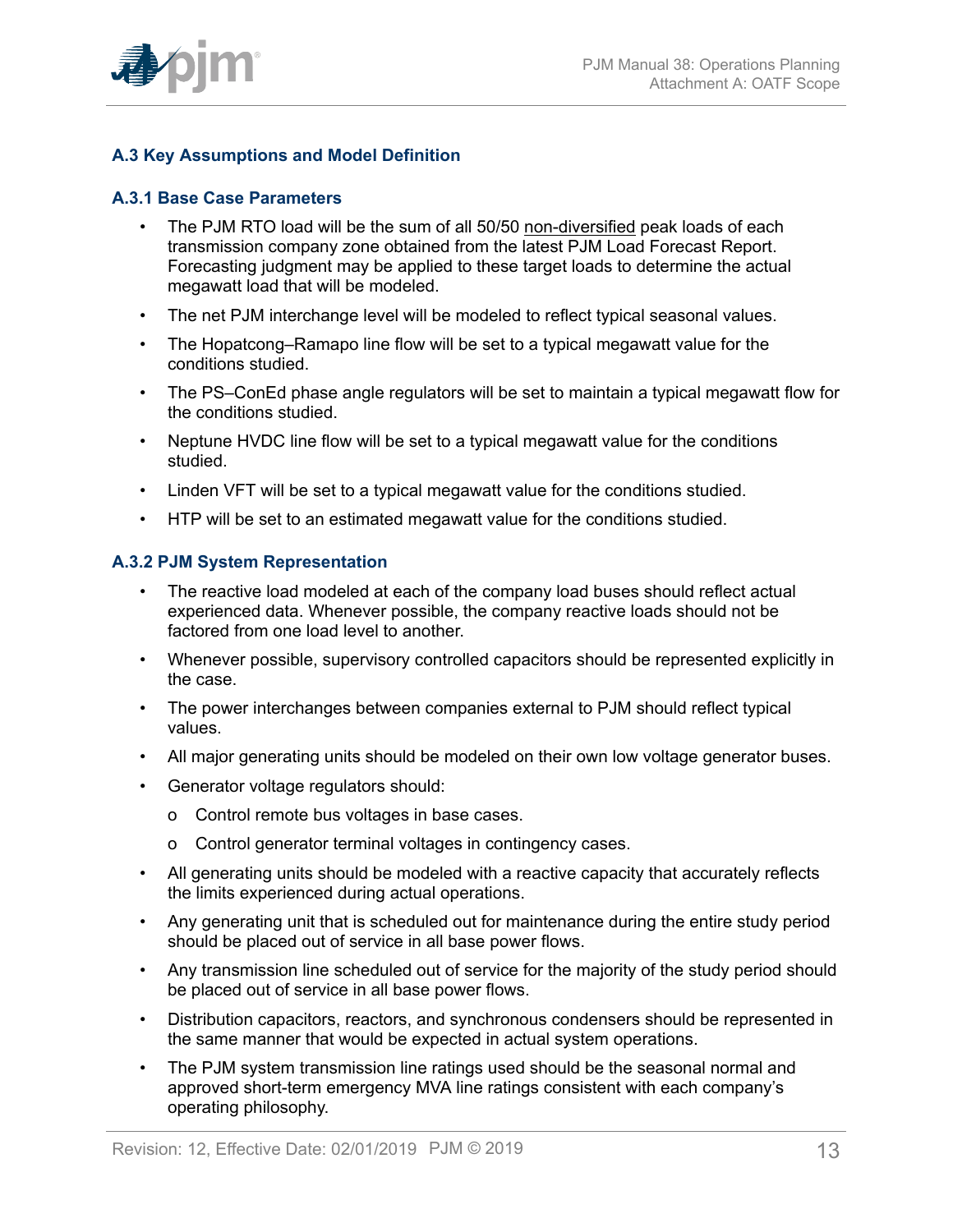## A.3 Key Assumptions and Model Definition

### A.3.1 Base Case Parameters

- The PJM RTO load will be the sum of all 50/50 non-diversified peak loads of each transmission company zone obtained from the latest PJM Load Forecast Report. Forecasting judgment may be applied to these target loads to determine the actual megawatt load that will be modeled.
- The net PJM interchange level will be modeled to reflect typical seasonal values.
- The Hopatcong–Ramapo line flow will be set to a typical megawatt value for the conditions studied.
- The PS–ConEd phase angle regulators will be set to maintain a typical megawatt flow for the conditions studied.
- Neptune HVDC line flow will be set to a typical megawatt value for the conditions studied.
- Linden VFT will be set to a typical megawatt value for the conditions studied.
- HTP will be set to an estimated megawatt value for the conditions studied.

### A.3.2 PJM System Representation

- The reactive load modeled at each of the company load buses should reflect actual experienced data. Whenever possible, the company reactive loads should not be factored from one load level to another.
- Whenever possible, supervisory controlled capacitors should be represented explicitly in the case.
- The power interchanges between companies external to PJM should reflect typical values.
- All major generating units should be modeled on their own low voltage generator buses.
- Generator voltage regulators should:
  - Control remote bus voltages in base cases.
  - Control generator terminal voltages in contingency cases.
- All generating units should be modeled with a reactive capacity that accurately reflects the limits experienced during actual operations.
- Any generating unit that is scheduled out for maintenance during the entire study period should be placed out of service in all base power flows.
- Any transmission line scheduled out of service for the majority of the study period should be placed out of service in all base power flows.
- Distribution capacitors, reactors, and synchronous condensers should be represented in the same manner that would be expected in actual system operations.
- The PJM system transmission line ratings used should be the seasonal normal and approved short-term emergency MVA line ratings consistent with each company's operating philosophy.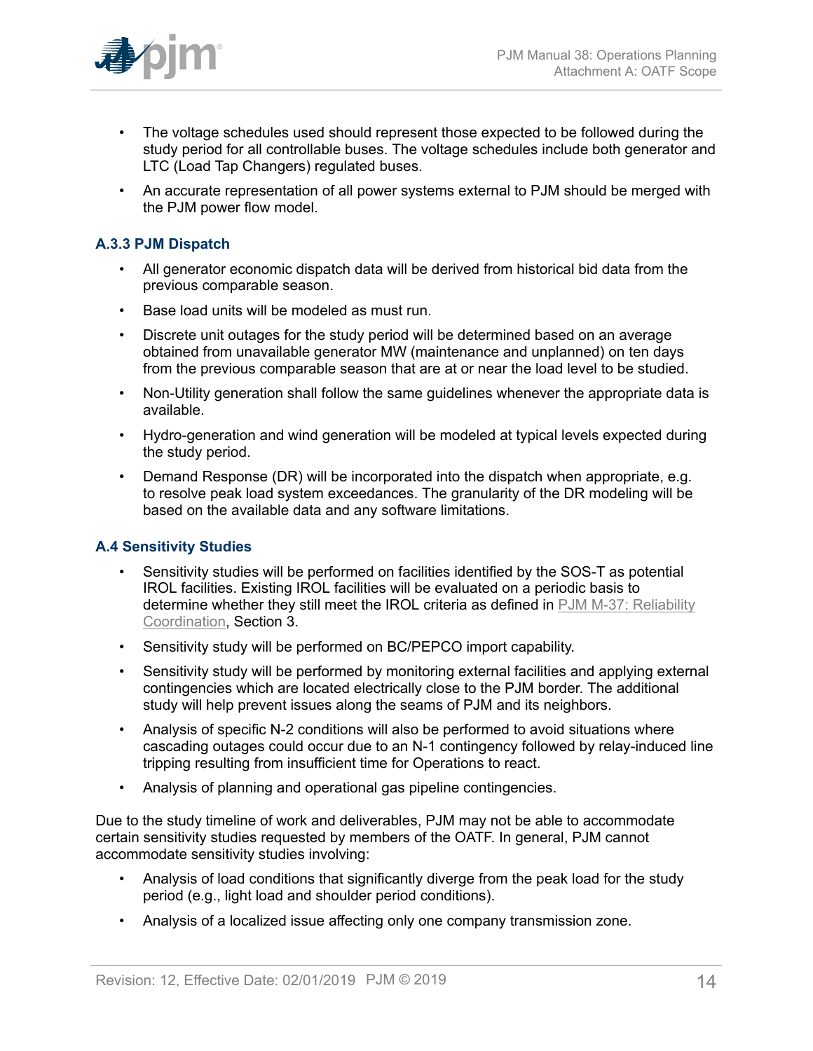- The voltage schedules used should represent those expected to be followed during the study period for all controllable buses. The voltage schedules include both generator and LTC (Load Tap Changers) regulated buses.
- An accurate representation of all power systems external to PJM should be merged with the PJM power flow model.

### A.3.3 PJM Dispatch

- All generator economic dispatch data will be derived from historical bid data from the previous comparable season.
- Base load units will be modeled as must run.
- Discrete unit outages for the study period will be determined based on an average obtained from unavailable generator MW (maintenance and unplanned) on ten days from the previous comparable season that are at or near the load level to be studied.
- Non-Utility generation shall follow the same guidelines whenever the appropriate data is available.
- Hydro-generation and wind generation will be modeled at typical levels expected during the study period.
- Demand Response (DR) will be incorporated into the dispatch when appropriate, e.g. to resolve peak load system exceedances. The granularity of the DR modeling will be based on the available data and any software limitations.

## A.4 Sensitivity Studies

- Sensitivity studies will be performed on facilities identified by the SOS-T as potential IROL facilities. Existing IROL facilities will be evaluated on a periodic basis to determine whether they still meet the IROL criteria as defined in PJM M-37: Reliability Coordination, Section 3.
- Sensitivity study will be performed on BC/PEPCO import capability.
- Sensitivity study will be performed by monitoring external facilities and applying external contingencies which are located electrically close to the PJM border. The additional study will help prevent issues along the seams of PJM and its neighbors.
- Analysis of specific N-2 conditions will also be performed to avoid situations where cascading outages could occur due to an N-1 contingency followed by relay-induced line tripping resulting from insufficient time for Operations to react.
- Analysis of planning and operational gas pipeline contingencies.

Due to the study timeline of work and deliverables, PJM may not be able to accommodate certain sensitivity studies requested by members of the OATF. In general, PJM cannot accommodate sensitivity studies involving:

- Analysis of load conditions that significantly diverge from the peak load for the study period (e.g., light load and shoulder period conditions).
- Analysis of a localized issue affecting only one company transmission zone.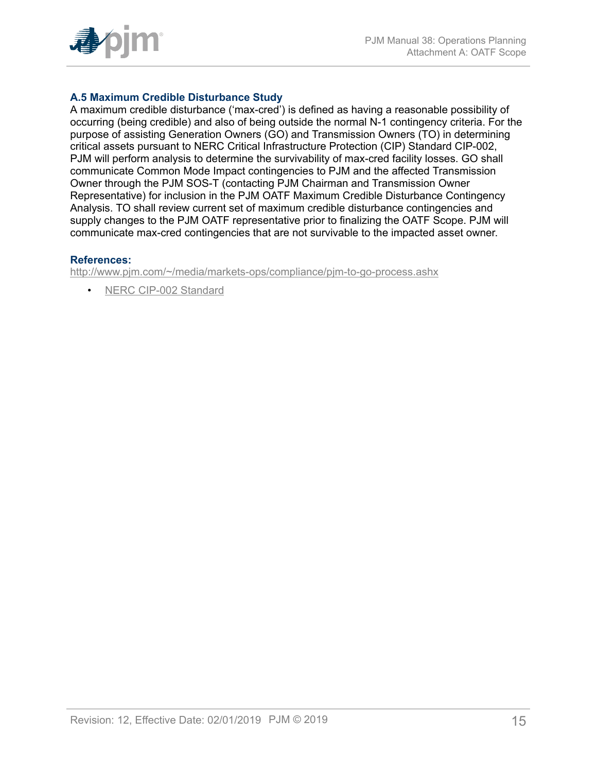### A.5 Maximum Credible Disturbance Study

A maximum credible disturbance ('max-cred') is defined as having a reasonable possibility of occurring (being credible) and also of being outside the normal N-1 contingency criteria. For the purpose of assisting Generation Owners (GO) and Transmission Owners (TO) in determining critical assets pursuant to NERC Critical Infrastructure Protection (CIP) Standard CIP-002, PJM will perform analysis to determine the survivability of max-cred facility losses. GO shall communicate Common Mode Impact contingencies to PJM and the affected Transmission Owner through the PJM SOS-T (contacting PJM Chairman and Transmission Owner Representative) for inclusion in the PJM OATF Maximum Credible Disturbance Contingency Analysis. TO shall review current set of maximum credible disturbance contingencies and supply changes to the PJM OATF representative prior to finalizing the OATF Scope. PJM will communicate max-cred contingencies that are not survivable to the impacted asset owner.

**References:**

http://www.pjm.com/~/media/markets-ops/compliance/pjm-to-go-process.ashx

- NERC CIP-002 Standard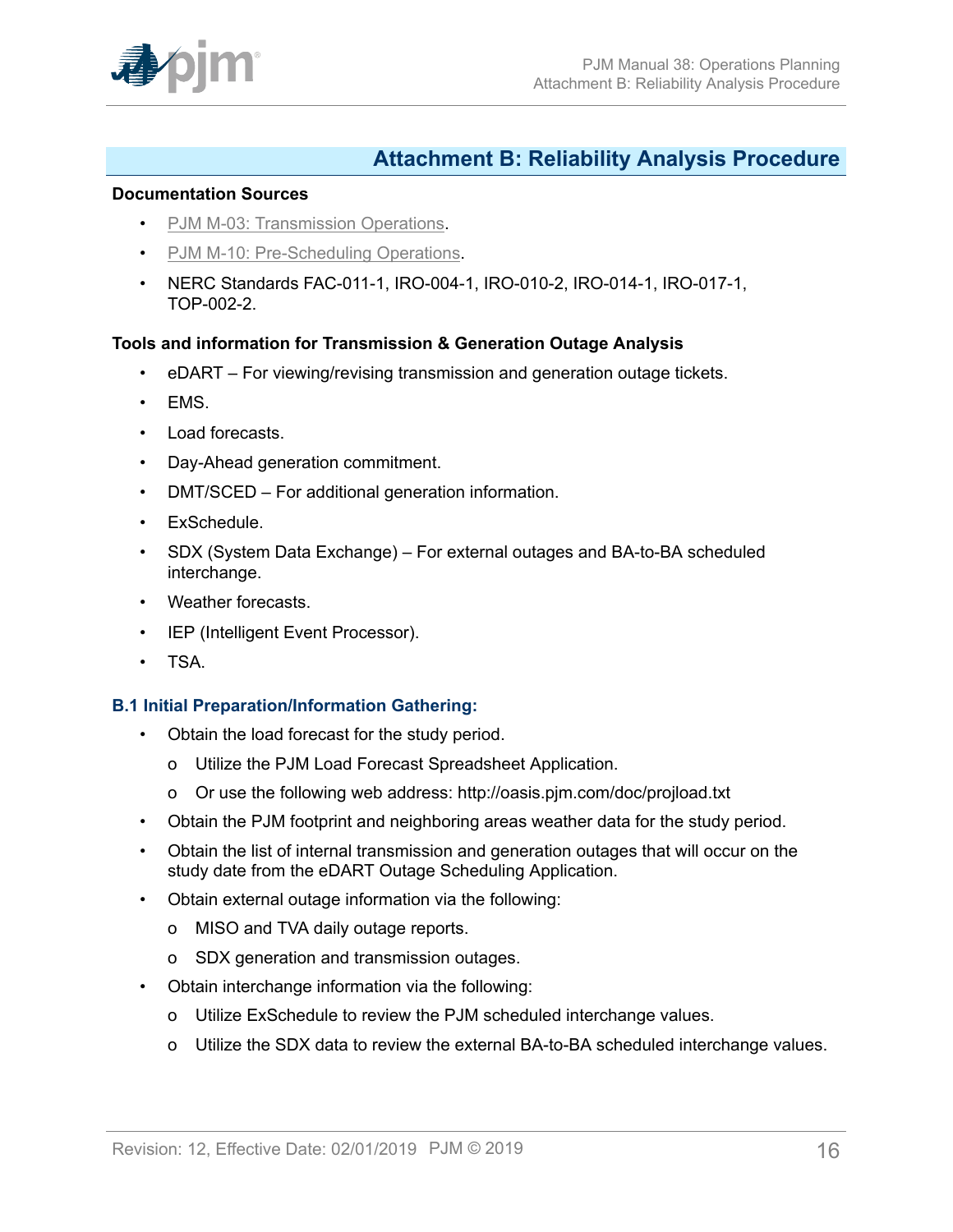## Attachment B: Reliability Analysis Procedure

**Documentation Sources**

- PJM M-03: Transmission Operations.
- PJM M-10: Pre-Scheduling Operations.
- NERC Standards FAC-011-1, IRO-004-1, IRO-010-2, IRO-014-1, IRO-017-1, TOP-002-2.

**Tools and information for Transmission & Generation Outage Analysis**

- eDART – For viewing/revising transmission and generation outage tickets.
- EMS.
- Load forecasts.
- Day-Ahead generation commitment.
- DMT/SCED – For additional generation information.
- ExSchedule.
- SDX (System Data Exchange) – For external outages and BA-to-BA scheduled interchange.
- Weather forecasts.
- IEP (Intelligent Event Processor).
- TSA.

### B.1 Initial Preparation/Information Gathering:

- Obtain the load forecast for the study period.
  - Utilize the PJM Load Forecast Spreadsheet Application.
  - Or use the following web address: http://oasis.pjm.com/doc/projload.txt
- Obtain the PJM footprint and neighboring areas weather data for the study period.
- Obtain the list of internal transmission and generation outages that will occur on the study date from the eDART Outage Scheduling Application.
- Obtain external outage information via the following:
  - MISO and TVA daily outage reports.
  - SDX generation and transmission outages.
- Obtain interchange information via the following:
  - Utilize ExSchedule to review the PJM scheduled interchange values.
  - Utilize the SDX data to review the external BA-to-BA scheduled interchange values.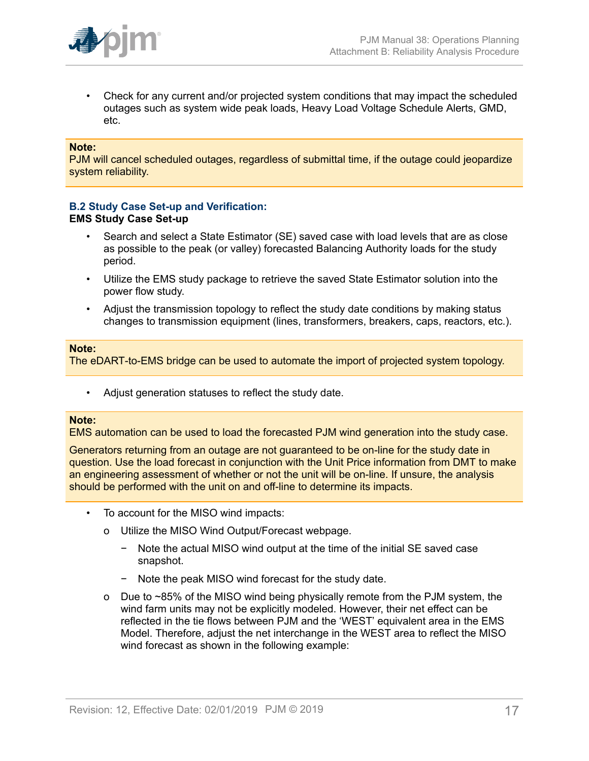- Check for any current and/or projected system conditions that may impact the scheduled outages such as system wide peak loads, Heavy Load Voltage Schedule Alerts, GMD, etc.

> **Note:**
> PJM will cancel scheduled outages, regardless of submittal time, if the outage could jeopardize system reliability.

### B.2 Study Case Set-up and Verification:

**EMS Study Case Set-up**

- Search and select a State Estimator (SE) saved case with load levels that are as close as possible to the peak (or valley) forecasted Balancing Authority loads for the study period.
- Utilize the EMS study package to retrieve the saved State Estimator solution into the power flow study.
- Adjust the transmission topology to reflect the study date conditions by making status changes to transmission equipment (lines, transformers, breakers, caps, reactors, etc.).

> **Note:**
> The eDART-to-EMS bridge can be used to automate the import of projected system topology.

- Adjust generation statuses to reflect the study date.

> **Note:**
> EMS automation can be used to load the forecasted PJM wind generation into the study case.
>
> Generators returning from an outage are not guaranteed to be on-line for the study date in question. Use the load forecast in conjunction with the Unit Price information from DMT to make an engineering assessment of whether or not the unit will be on-line. If unsure, the analysis should be performed with the unit on and off-line to determine its impacts.

- To account for the MISO wind impacts:
  - Utilize the MISO Wind Output/Forecast webpage.
    - Note the actual MISO wind output at the time of the initial SE saved case snapshot.
    - Note the peak MISO wind forecast for the study date.
  - Due to ~85% of the MISO wind being physically remote from the PJM system, the wind farm units may not be explicitly modeled. However, their net effect can be reflected in the tie flows between PJM and the 'WEST' equivalent area in the EMS Model. Therefore, adjust the net interchange in the WEST area to reflect the MISO wind forecast as shown in the following example: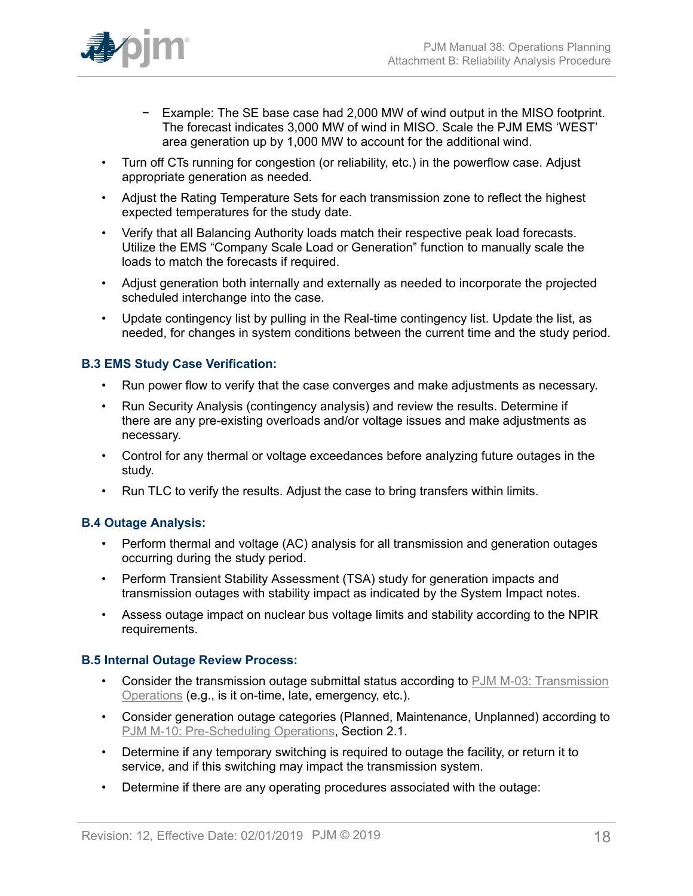- Example: The SE base case had 2,000 MW of wind output in the MISO footprint. The forecast indicates 3,000 MW of wind in MISO. Scale the PJM EMS 'WEST' area generation up by 1,000 MW to account for the additional wind.

- Turn off CTs running for congestion (or reliability, etc.) in the powerflow case. Adjust appropriate generation as needed.
- Adjust the Rating Temperature Sets for each transmission zone to reflect the highest expected temperatures for the study date.
- Verify that all Balancing Authority loads match their respective peak load forecasts. Utilize the EMS "Company Scale Load or Generation" function to manually scale the loads to match the forecasts if required.
- Adjust generation both internally and externally as needed to incorporate the projected scheduled interchange into the case.
- Update contingency list by pulling in the Real-time contingency list. Update the list, as needed, for changes in system conditions between the current time and the study period.

### B.3 EMS Study Case Verification:

- Run power flow to verify that the case converges and make adjustments as necessary.
- Run Security Analysis (contingency analysis) and review the results. Determine if there are any pre-existing overloads and/or voltage issues and make adjustments as necessary.
- Control for any thermal or voltage exceedances before analyzing future outages in the study.
- Run TLC to verify the results. Adjust the case to bring transfers within limits.

### B.4 Outage Analysis:

- Perform thermal and voltage (AC) analysis for all transmission and generation outages occurring during the study period.
- Perform Transient Stability Assessment (TSA) study for generation impacts and transmission outages with stability impact as indicated by the System Impact notes.
- Assess outage impact on nuclear bus voltage limits and stability according to the NPIR requirements.

### B.5 Internal Outage Review Process:

- Consider the transmission outage submittal status according to PJM M-03: Transmission Operations (e.g., is it on-time, late, emergency, etc.).
- Consider generation outage categories (Planned, Maintenance, Unplanned) according to PJM M-10: Pre-Scheduling Operations, Section 2.1.
- Determine if any temporary switching is required to outage the facility, or return it to service, and if this switching may impact the transmission system.
- Determine if there are any operating procedures associated with the outage: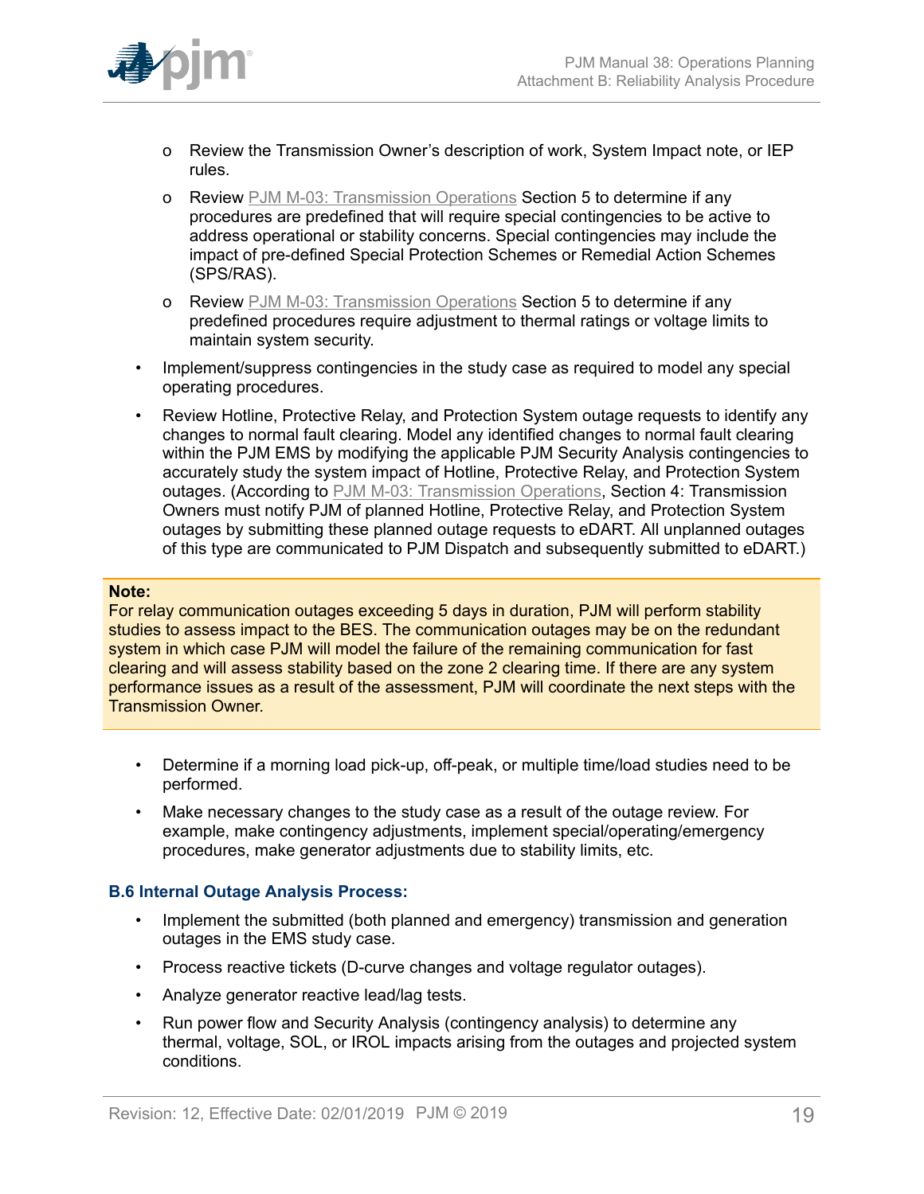- Review the Transmission Owner's description of work, System Impact note, or IEP rules.
  - Review PJM M-03: Transmission Operations Section 5 to determine if any procedures are predefined that will require special contingencies to be active to address operational or stability concerns. Special contingencies may include the impact of pre-defined Special Protection Schemes or Remedial Action Schemes (SPS/RAS).
  - Review PJM M-03: Transmission Operations Section 5 to determine if any predefined procedures require adjustment to thermal ratings or voltage limits to maintain system security.
- Implement/suppress contingencies in the study case as required to model any special operating procedures.
- Review Hotline, Protective Relay, and Protection System outage requests to identify any changes to normal fault clearing. Model any identified changes to normal fault clearing within the PJM EMS by modifying the applicable PJM Security Analysis contingencies to accurately study the system impact of Hotline, Protective Relay, and Protection System outages. (According to PJM M-03: Transmission Operations, Section 4: Transmission Owners must notify PJM of planned Hotline, Protective Relay, and Protection System outages by submitting these planned outage requests to eDART. All unplanned outages of this type are communicated to PJM Dispatch and subsequently submitted to eDART.)

**Note:**
For relay communication outages exceeding 5 days in duration, PJM will perform stability studies to assess impact to the BES. The communication outages may be on the redundant system in which case PJM will model the failure of the remaining communication for fast clearing and will assess stability based on the zone 2 clearing time. If there are any system performance issues as a result of the assessment, PJM will coordinate the next steps with the Transmission Owner.

- Determine if a morning load pick-up, off-peak, or multiple time/load studies need to be performed.
- Make necessary changes to the study case as a result of the outage review. For example, make contingency adjustments, implement special/operating/emergency procedures, make generator adjustments due to stability limits, etc.

### B.6 Internal Outage Analysis Process:

- Implement the submitted (both planned and emergency) transmission and generation outages in the EMS study case.
- Process reactive tickets (D-curve changes and voltage regulator outages).
- Analyze generator reactive lead/lag tests.
- Run power flow and Security Analysis (contingency analysis) to determine any thermal, voltage, SOL, or IROL impacts arising from the outages and projected system conditions.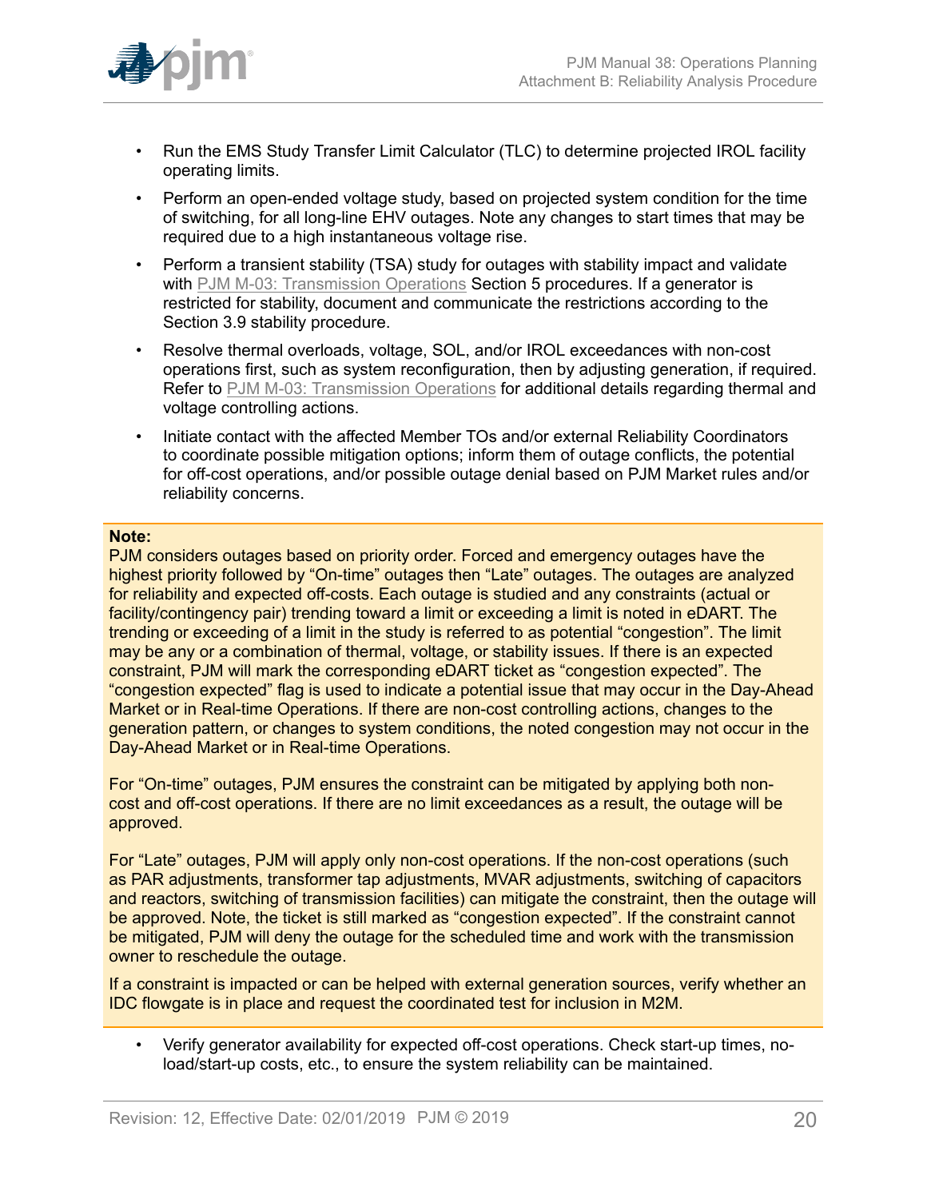- Run the EMS Study Transfer Limit Calculator (TLC) to determine projected IROL facility operating limits.
- Perform an open-ended voltage study, based on projected system condition for the time of switching, for all long-line EHV outages. Note any changes to start times that may be required due to a high instantaneous voltage rise.
- Perform a transient stability (TSA) study for outages with stability impact and validate with PJM M-03: Transmission Operations Section 5 procedures. If a generator is restricted for stability, document and communicate the restrictions according to the Section 3.9 stability procedure.
- Resolve thermal overloads, voltage, SOL, and/or IROL exceedances with non-cost operations first, such as system reconfiguration, then by adjusting generation, if required. Refer to PJM M-03: Transmission Operations for additional details regarding thermal and voltage controlling actions.
- Initiate contact with the affected Member TOs and/or external Reliability Coordinators to coordinate possible mitigation options; inform them of outage conflicts, the potential for off-cost operations, and/or possible outage denial based on PJM Market rules and/or reliability concerns.

**Note:**
PJM considers outages based on priority order. Forced and emergency outages have the highest priority followed by "On-time" outages then "Late" outages. The outages are analyzed for reliability and expected off-costs. Each outage is studied and any constraints (actual or facility/contingency pair) trending toward a limit or exceeding a limit is noted in eDART. The trending or exceeding of a limit in the study is referred to as potential "congestion". The limit may be any or a combination of thermal, voltage, or stability issues. If there is an expected constraint, PJM will mark the corresponding eDART ticket as "congestion expected". The "congestion expected" flag is used to indicate a potential issue that may occur in the Day-Ahead Market or in Real-time Operations. If there are non-cost controlling actions, changes to the generation pattern, or changes to system conditions, the noted congestion may not occur in the Day-Ahead Market or in Real-time Operations.

For "On-time" outages, PJM ensures the constraint can be mitigated by applying both non-cost and off-cost operations. If there are no limit exceedances as a result, the outage will be approved.

For "Late" outages, PJM will apply only non-cost operations. If the non-cost operations (such as PAR adjustments, transformer tap adjustments, MVAR adjustments, switching of capacitors and reactors, switching of transmission facilities) can mitigate the constraint, then the outage will be approved. Note, the ticket is still marked as "congestion expected". If the constraint cannot be mitigated, PJM will deny the outage for the scheduled time and work with the transmission owner to reschedule the outage.

If a constraint is impacted or can be helped with external generation sources, verify whether an IDC flowgate is in place and request the coordinated test for inclusion in M2M.

- Verify generator availability for expected off-cost operations. Check start-up times, no-load/start-up costs, etc., to ensure the system reliability can be maintained.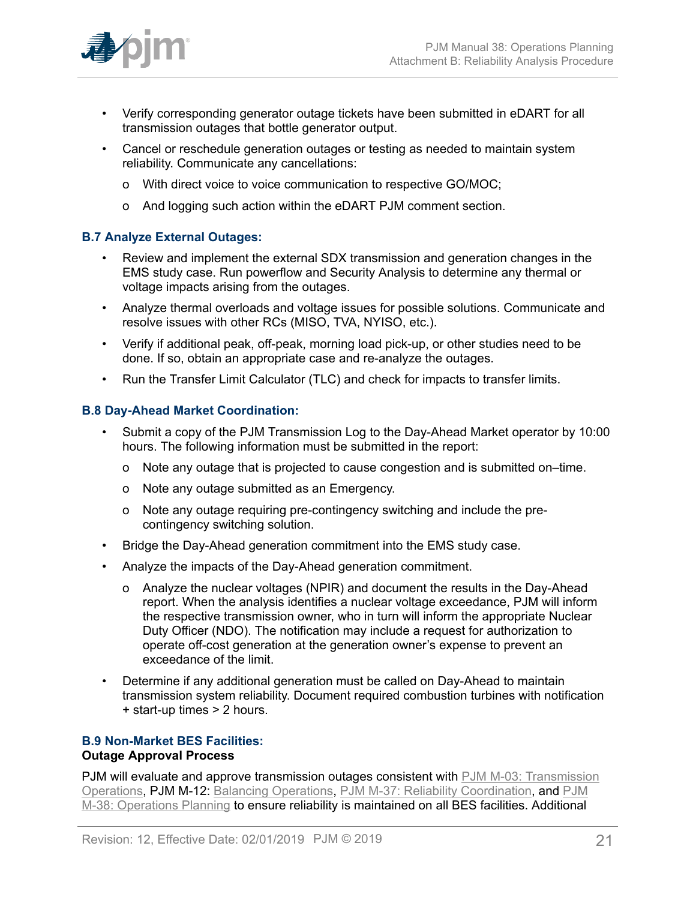- Verify corresponding generator outage tickets have been submitted in eDART for all transmission outages that bottle generator output.
- Cancel or reschedule generation outages or testing as needed to maintain system reliability. Communicate any cancellations:
  - With direct voice to voice communication to respective GO/MOC;
  - And logging such action within the eDART PJM comment section.

### B.7 Analyze External Outages:

- Review and implement the external SDX transmission and generation changes in the EMS study case. Run powerflow and Security Analysis to determine any thermal or voltage impacts arising from the outages.
- Analyze thermal overloads and voltage issues for possible solutions. Communicate and resolve issues with other RCs (MISO, TVA, NYISO, etc.).
- Verify if additional peak, off-peak, morning load pick-up, or other studies need to be done. If so, obtain an appropriate case and re-analyze the outages.
- Run the Transfer Limit Calculator (TLC) and check for impacts to transfer limits.

### B.8 Day-Ahead Market Coordination:

- Submit a copy of the PJM Transmission Log to the Day-Ahead Market operator by 10:00 hours. The following information must be submitted in the report:
  - Note any outage that is projected to cause congestion and is submitted on–time.
  - Note any outage submitted as an Emergency.
  - Note any outage requiring pre-contingency switching and include the pre-contingency switching solution.
- Bridge the Day-Ahead generation commitment into the EMS study case.
- Analyze the impacts of the Day-Ahead generation commitment.
  - Analyze the nuclear voltages (NPIR) and document the results in the Day-Ahead report. When the analysis identifies a nuclear voltage exceedance, PJM will inform the respective transmission owner, who in turn will inform the appropriate Nuclear Duty Officer (NDO). The notification may include a request for authorization to operate off-cost generation at the generation owner's expense to prevent an exceedance of the limit.
- Determine if any additional generation must be called on Day-Ahead to maintain transmission system reliability. Document required combustion turbines with notification + start-up times > 2 hours.

### B.9 Non-Market BES Facilities:

**Outage Approval Process**

PJM will evaluate and approve transmission outages consistent with PJM M-03: Transmission Operations, PJM M-12: Balancing Operations, PJM M-37: Reliability Coordination, and PJM M-38: Operations Planning to ensure reliability is maintained on all BES facilities. Additional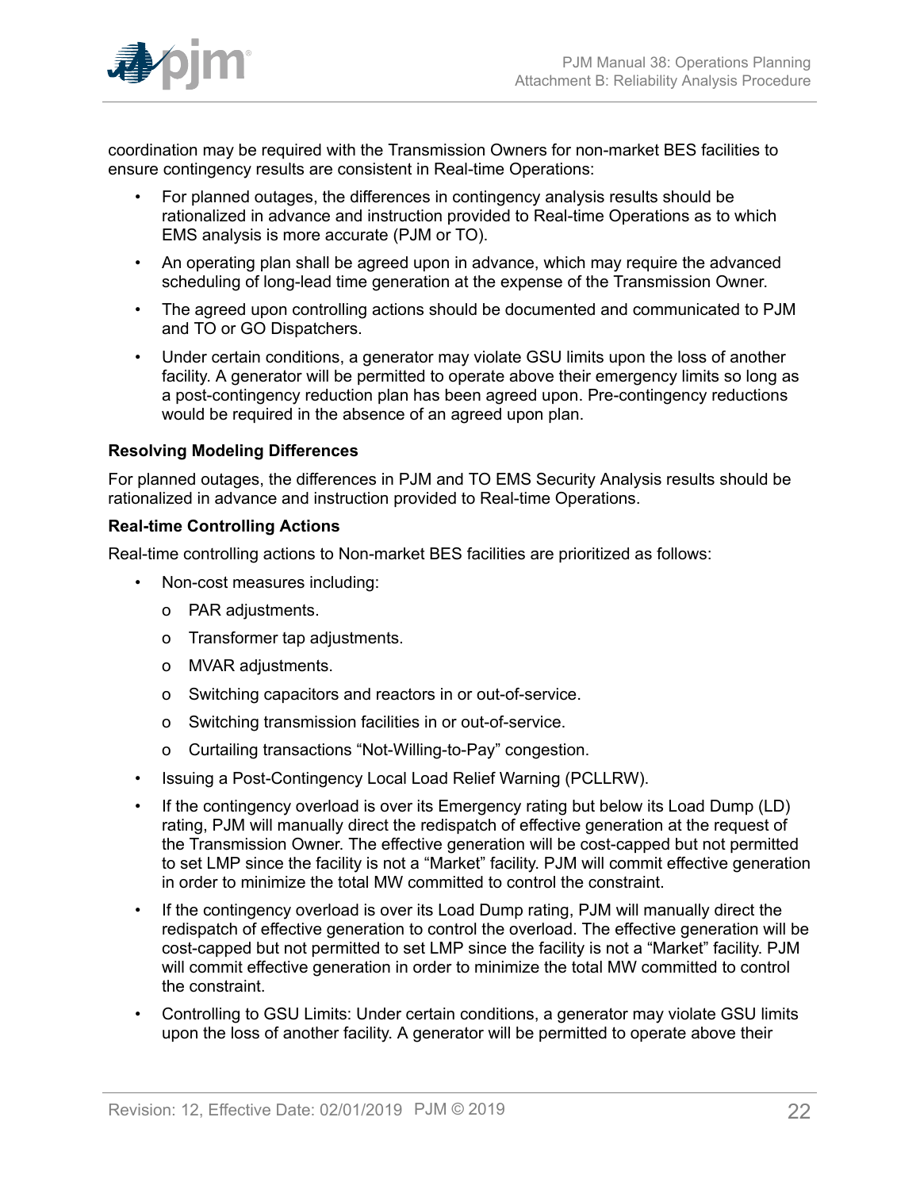coordination may be required with the Transmission Owners for non-market BES facilities to ensure contingency results are consistent in Real-time Operations:

- For planned outages, the differences in contingency analysis results should be rationalized in advance and instruction provided to Real-time Operations as to which EMS analysis is more accurate (PJM or TO).
- An operating plan shall be agreed upon in advance, which may require the advanced scheduling of long-lead time generation at the expense of the Transmission Owner.
- The agreed upon controlling actions should be documented and communicated to PJM and TO or GO Dispatchers.
- Under certain conditions, a generator may violate GSU limits upon the loss of another facility. A generator will be permitted to operate above their emergency limits so long as a post-contingency reduction plan has been agreed upon. Pre-contingency reductions would be required in the absence of an agreed upon plan.

**Resolving Modeling Differences**

For planned outages, the differences in PJM and TO EMS Security Analysis results should be rationalized in advance and instruction provided to Real-time Operations.

**Real-time Controlling Actions**

Real-time controlling actions to Non-market BES facilities are prioritized as follows:

- Non-cost measures including:
  - o PAR adjustments.
  - o Transformer tap adjustments.
  - o MVAR adjustments.
  - o Switching capacitors and reactors in or out-of-service.
  - o Switching transmission facilities in or out-of-service.
  - o Curtailing transactions “Not-Willing-to-Pay” congestion.
- Issuing a Post-Contingency Local Load Relief Warning (PCLLRW).
- If the contingency overload is over its Emergency rating but below its Load Dump (LD) rating, PJM will manually direct the redispatch of effective generation at the request of the Transmission Owner. The effective generation will be cost-capped but not permitted to set LMP since the facility is not a “Market” facility. PJM will commit effective generation in order to minimize the total MW committed to control the constraint.
- If the contingency overload is over its Load Dump rating, PJM will manually direct the redispatch of effective generation to control the overload. The effective generation will be cost-capped but not permitted to set LMP since the facility is not a “Market” facility. PJM will commit effective generation in order to minimize the total MW committed to control the constraint.
- Controlling to GSU Limits: Under certain conditions, a generator may violate GSU limits upon the loss of another facility. A generator will be permitted to operate above their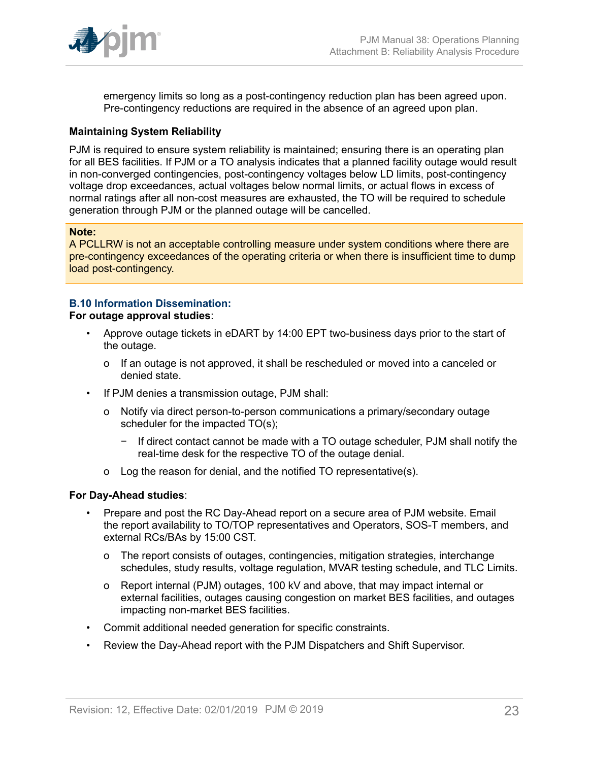emergency limits so long as a post-contingency reduction plan has been agreed upon. Pre-contingency reductions are required in the absence of an agreed upon plan.

**Maintaining System Reliability**

PJM is required to ensure system reliability is maintained; ensuring there is an operating plan for all BES facilities. If PJM or a TO analysis indicates that a planned facility outage would result in non-converged contingencies, post-contingency voltages below LD limits, post-contingency voltage drop exceedances, actual voltages below normal limits, or actual flows in excess of normal ratings after all non-cost measures are exhausted, the TO will be required to schedule generation through PJM or the planned outage will be cancelled.

> **Note:**
> A PCLLRW is not an acceptable controlling measure under system conditions where there are pre-contingency exceedances of the operating criteria or when there is insufficient time to dump load post-contingency.

### B.10 Information Dissemination:

**For outage approval studies**:

- Approve outage tickets in eDART by 14:00 EPT two-business days prior to the start of the outage.
  - If an outage is not approved, it shall be rescheduled or moved into a canceled or denied state.
- If PJM denies a transmission outage, PJM shall:
  - Notify via direct person-to-person communications a primary/secondary outage scheduler for the impacted TO(s);
    - If direct contact cannot be made with a TO outage scheduler, PJM shall notify the real-time desk for the respective TO of the outage denial.
  - Log the reason for denial, and the notified TO representative(s).

**For Day-Ahead studies**:

- Prepare and post the RC Day-Ahead report on a secure area of PJM website. Email the report availability to TO/TOP representatives and Operators, SOS-T members, and external RCs/BAs by 15:00 CST.
  - The report consists of outages, contingencies, mitigation strategies, interchange schedules, study results, voltage regulation, MVAR testing schedule, and TLC Limits.
  - Report internal (PJM) outages, 100 kV and above, that may impact internal or external facilities, outages causing congestion on market BES facilities, and outages impacting non-market BES facilities.
- Commit additional needed generation for specific constraints.
- Review the Day-Ahead report with the PJM Dispatchers and Shift Supervisor.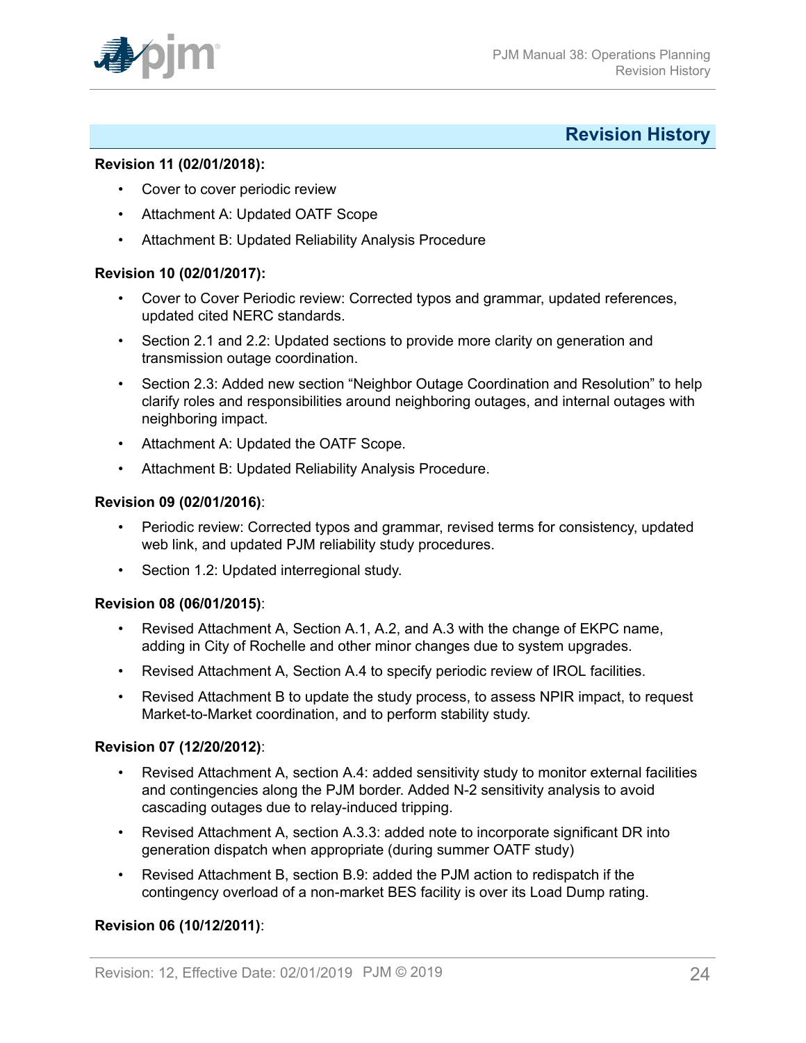## Revision History

**Revision 11 (02/01/2018):**

- Cover to cover periodic review
- Attachment A: Updated OATF Scope
- Attachment B: Updated Reliability Analysis Procedure

**Revision 10 (02/01/2017):**

- Cover to Cover Periodic review: Corrected typos and grammar, updated references, updated cited NERC standards.
- Section 2.1 and 2.2: Updated sections to provide more clarity on generation and transmission outage coordination.
- Section 2.3: Added new section "Neighbor Outage Coordination and Resolution" to help clarify roles and responsibilities around neighboring outages, and internal outages with neighboring impact.
- Attachment A: Updated the OATF Scope.
- Attachment B: Updated Reliability Analysis Procedure.

**Revision 09 (02/01/2016)**:

- Periodic review: Corrected typos and grammar, revised terms for consistency, updated web link, and updated PJM reliability study procedures.
- Section 1.2: Updated interregional study.

**Revision 08 (06/01/2015)**:

- Revised Attachment A, Section A.1, A.2, and A.3 with the change of EKPC name, adding in City of Rochelle and other minor changes due to system upgrades.
- Revised Attachment A, Section A.4 to specify periodic review of IROL facilities.
- Revised Attachment B to update the study process, to assess NPIR impact, to request Market-to-Market coordination, and to perform stability study.

**Revision 07 (12/20/2012)**:

- Revised Attachment A, section A.4: added sensitivity study to monitor external facilities and contingencies along the PJM border. Added N-2 sensitivity analysis to avoid cascading outages due to relay-induced tripping.
- Revised Attachment A, section A.3.3: added note to incorporate significant DR into generation dispatch when appropriate (during summer OATF study)
- Revised Attachment B, section B.9: added the PJM action to redispatch if the contingency overload of a non-market BES facility is over its Load Dump rating.

**Revision 06 (10/12/2011)**: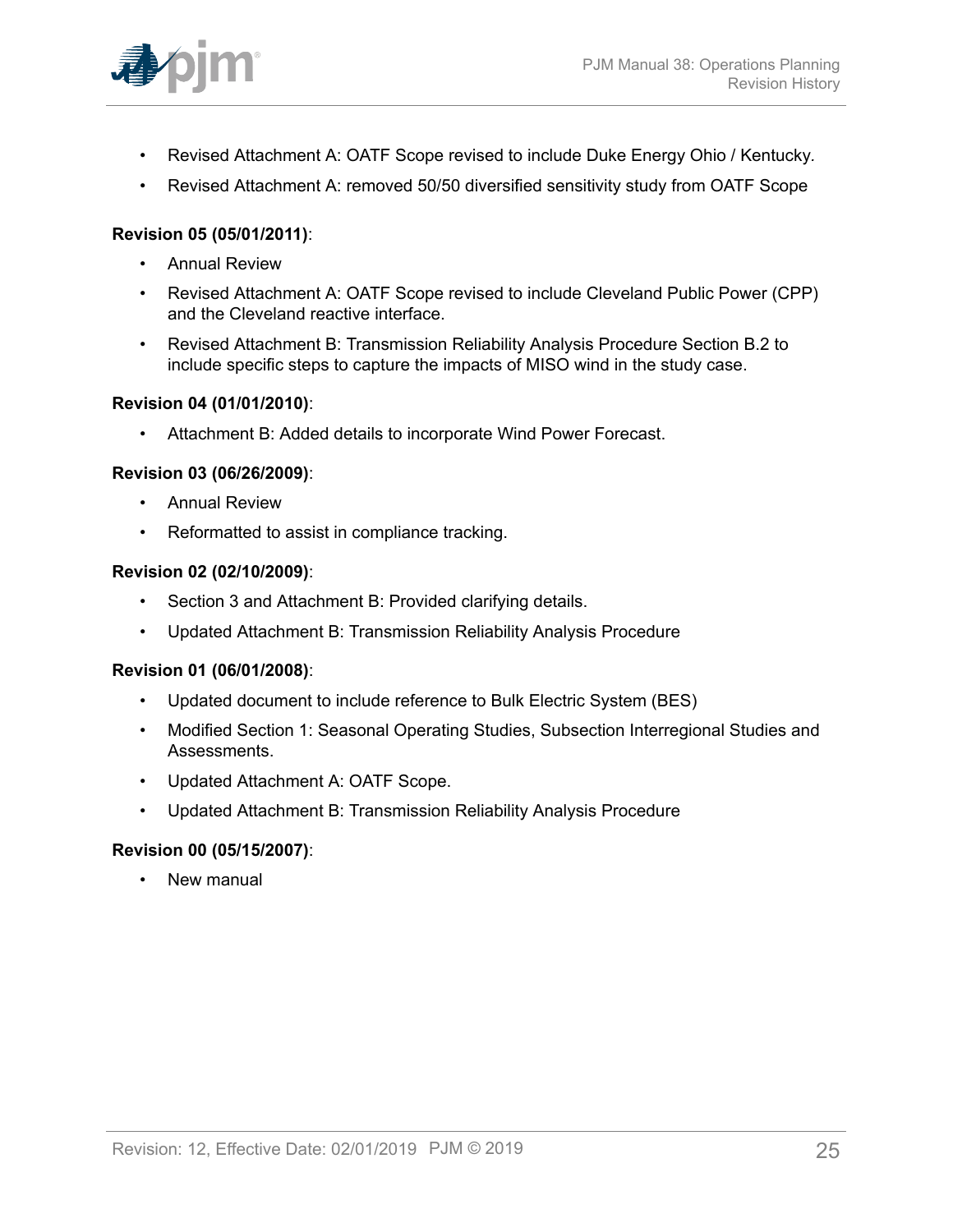- Revised Attachment A: OATF Scope revised to include Duke Energy Ohio / Kentucky.
- Revised Attachment A: removed 50/50 diversified sensitivity study from OATF Scope

**Revision 05 (05/01/2011)**:

- Annual Review
- Revised Attachment A: OATF Scope revised to include Cleveland Public Power (CPP) and the Cleveland reactive interface.
- Revised Attachment B: Transmission Reliability Analysis Procedure Section B.2 to include specific steps to capture the impacts of MISO wind in the study case.

**Revision 04 (01/01/2010)**:

- Attachment B: Added details to incorporate Wind Power Forecast.

**Revision 03 (06/26/2009)**:

- Annual Review
- Reformatted to assist in compliance tracking.

**Revision 02 (02/10/2009)**:

- Section 3 and Attachment B: Provided clarifying details.
- Updated Attachment B: Transmission Reliability Analysis Procedure

**Revision 01 (06/01/2008)**:

- Updated document to include reference to Bulk Electric System (BES)
- Modified Section 1: Seasonal Operating Studies, Subsection Interregional Studies and Assessments.
- Updated Attachment A: OATF Scope.
- Updated Attachment B: Transmission Reliability Analysis Procedure

**Revision 00 (05/15/2007)**:

- New manual